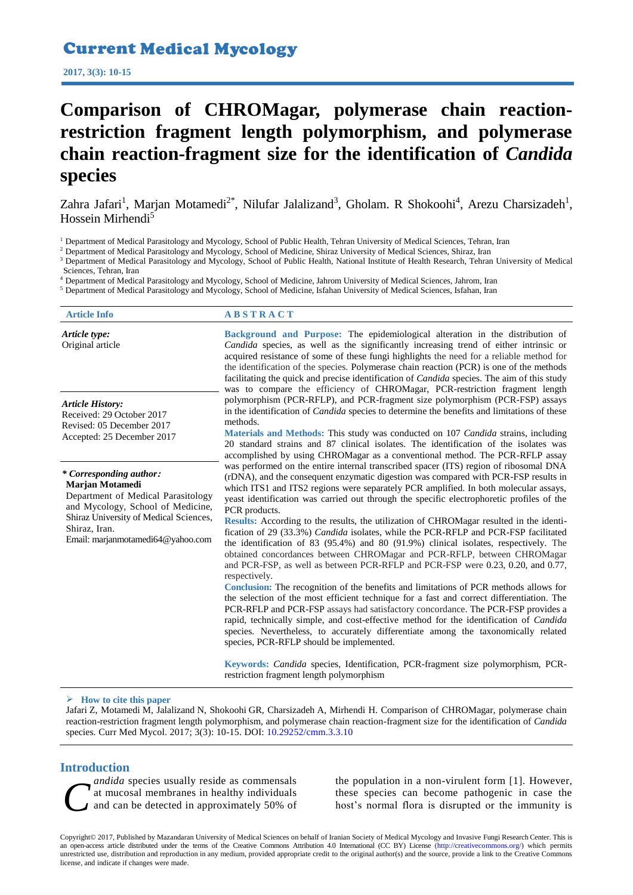# Comparison of CHROMagar, polymerase chain reaction-restriction fragment length polymorphism, and polymerase chain reaction-fragment size for the identification of *Candida* species

Zahra Jafari[1], Marjan Motamedi[2*], Nilufar Jalalizand[3], Gholam. R Shokoohi[4], Arezu Charsizadeh[1], Hossein Mirhendi[5]

[1] Department of Medical Parasitology and Mycology, School of Public Health, Tehran University of Medical Sciences, Tehran, Iran
[2] Department of Medical Parasitology and Mycology, School of Medicine, Shiraz University of Medical Sciences, Shiraz, Iran
[3] Department of Medical Parasitology and Mycology, School of Public Health, National Institute of Health Research, Tehran University of Medical Sciences, Tehran, Iran
[4] Department of Medical Parasitology and Mycology, School of Medicine, Jahrom University of Medical Sciences, Jahrom, Iran
[5] Department of Medical Parasitology and Mycology, School of Medicine, Isfahan University of Medical Sciences, Isfahan, Iran

**Article Info**

*Article type:*
Original article

*Article History:*
Received: 29 October 2017
Revised: 05 December 2017
Accepted: 25 December 2017

*** Corresponding author:**
**Marjan Motamedi**
Department of Medical Parasitology and Mycology, School of Medicine, Shiraz University of Medical Sciences, Shiraz, Iran.
Email: marjanmotamedi64@yahoo.com

## ABSTRACT

**Background and Purpose:** The epidemiological alteration in the distribution of *Candida* species, as well as the significantly increasing trend of either intrinsic or acquired resistance of some of these fungi highlights the need for a reliable method for the identification of the species. Polymerase chain reaction (PCR) is one of the methods facilitating the quick and precise identification of *Candida* species. The aim of this study was to compare the efficiency of CHROMagar, PCR-restriction fragment length polymorphism (PCR-RFLP), and PCR-fragment size polymorphism (PCR-FSP) assays in the identification of *Candida* species to determine the benefits and limitations of these methods.

**Materials and Methods:** This study was conducted on 107 *Candida* strains, including 20 standard strains and 87 clinical isolates. The identification of the isolates was accomplished by using CHROMagar as a conventional method. The PCR-RFLP assay was performed on the entire internal transcribed spacer (ITS) region of ribosomal DNA (rDNA), and the consequent enzymatic digestion was compared with PCR-FSP results in which ITS1 and ITS2 regions were separately PCR amplified. In both molecular assays, yeast identification was carried out through the specific electrophoretic profiles of the PCR products.

**Results:** According to the results, the utilization of CHROMagar resulted in the identification of 29 (33.3%) *Candida* isolates, while the PCR-RFLP and PCR-FSP facilitated the identification of 83 (95.4%) and 80 (91.9%) clinical isolates, respectively. The obtained concordances between CHROMagar and PCR-RFLP, between CHROMagar and PCR-FSP, as well as between PCR-RFLP and PCR-FSP were 0.23, 0.20, and 0.77, respectively.

**Conclusion:** The recognition of the benefits and limitations of PCR methods allows for the selection of the most efficient technique for a fast and correct differentiation. The PCR-RFLP and PCR-FSP assays had satisfactory concordance. The PCR-FSP provides a rapid, technically simple, and cost-effective method for the identification of *Candida* species. Nevertheless, to accurately differentiate among the taxonomically related species, PCR-RFLP should be implemented.

**Keywords:** *Candida* species, Identification, PCR-fragment size polymorphism, PCR-restriction fragment length polymorphism

**How to cite this paper**
Jafari Z, Motamedi M, Jalalizand N, Shokoohi GR, Charsizadeh A, Mirhendi H. Comparison of CHROMagar, polymerase chain reaction-restriction fragment length polymorphism, and polymerase chain reaction-fragment size for the identification of *Candida* species. Curr Med Mycol. 2017; 3(3): 10-15. DOI: 10.29252/cmm.3.3.10

## Introduction

*Candida* species usually reside as commensals at mucosal membranes in healthy individuals and can be detected in approximately 50% of the population in a non-virulent form [1]. However, these species can become pathogenic in case the host's normal flora is disrupted or the immunity is

Copyright© 2017, Published by Mazandaran University of Medical Sciences on behalf of Iranian Society of Medical Mycology and Invasive Fungi Research Center. This is an open-access article distributed under the terms of the Creative Commons Attribution 4.0 International (CC BY) License (http://creativecommons.org/) which permits unrestricted use, distribution and reproduction in any medium, provided appropriate credit to the original author(s) and the source, provide a link to the Creative Commons license, and indicate if changes were made.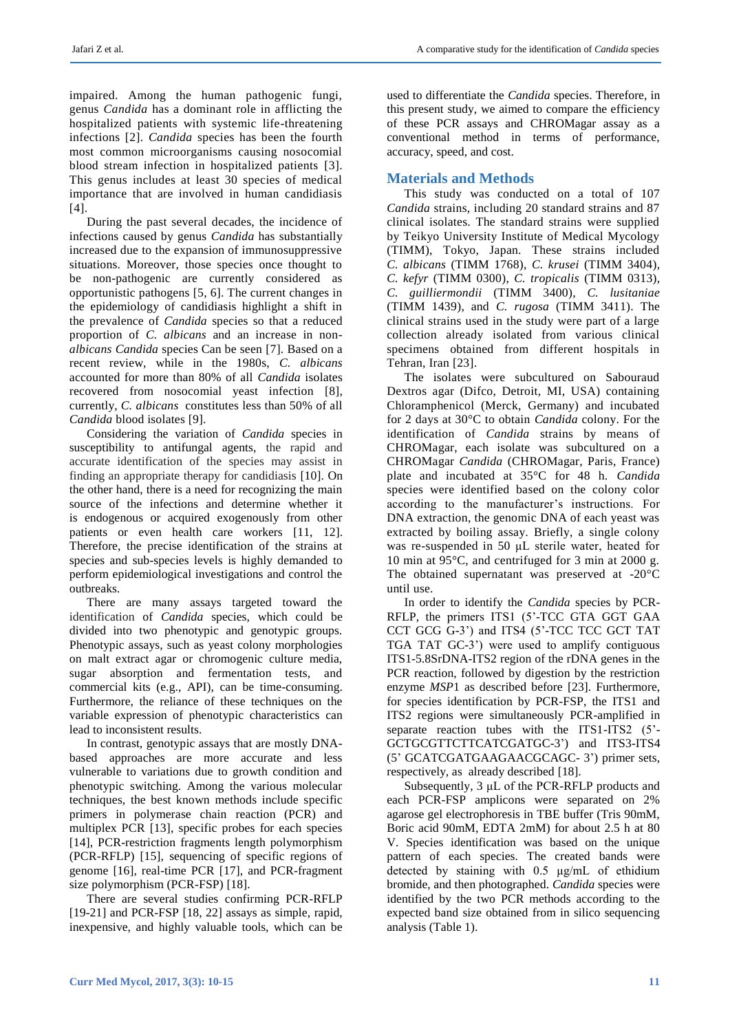impaired. Among the human pathogenic fungi, genus *Candida* has a dominant role in afflicting the hospitalized patients with systemic life-threatening infections [2]. *Candida* species has been the fourth most common microorganisms causing nosocomial blood stream infection in hospitalized patients [3]. This genus includes at least 30 species of medical importance that are involved in human candidiasis [4].

During the past several decades, the incidence of infections caused by genus *Candida* has substantially increased due to the expansion of immunosuppressive situations. Moreover, those species once thought to be non-pathogenic are currently considered as opportunistic pathogens [5, 6]. The current changes in the epidemiology of candidiasis highlight a shift in the prevalence of *Candida* species so that a reduced proportion of *C. albicans* and an increase in non-*albicans Candida* species Can be seen [7]. Based on a recent review, while in the 1980s, *C. albicans* accounted for more than 80% of all *Candida* isolates recovered from nosocomial yeast infection [8], currently, *C. albicans* constitutes less than 50% of all *Candida* blood isolates [9].

Considering the variation of *Candida* species in susceptibility to antifungal agents, the rapid and accurate identification of the species may assist in finding an appropriate therapy for candidiasis [10]. On the other hand, there is a need for recognizing the main source of the infections and determine whether it is endogenous or acquired exogenously from other patients or even health care workers [11, 12]. Therefore, the precise identification of the strains at species and sub-species levels is highly demanded to perform epidemiological investigations and control the outbreaks.

There are many assays targeted toward the identification of *Candida* species, which could be divided into two phenotypic and genotypic groups. Phenotypic assays, such as yeast colony morphologies on malt extract agar or chromogenic culture media, sugar absorption and fermentation tests, and commercial kits (e.g., API), can be time-consuming. Furthermore, the reliance of these techniques on the variable expression of phenotypic characteristics can lead to inconsistent results.

In contrast, genotypic assays that are mostly DNA-based approaches are more accurate and less vulnerable to variations due to growth condition and phenotypic switching. Among the various molecular techniques, the best known methods include specific primers in polymerase chain reaction (PCR) and multiplex PCR [13], specific probes for each species [14], PCR-restriction fragments length polymorphism (PCR-RFLP) [15], sequencing of specific regions of genome [16], real-time PCR [17], and PCR-fragment size polymorphism (PCR-FSP) [18].

There are several studies confirming PCR-RFLP [19-21] and PCR-FSP [18, 22] assays as simple, rapid, inexpensive, and highly valuable tools, which can be used to differentiate the *Candida* species. Therefore, in this present study, we aimed to compare the efficiency of these PCR assays and CHROMagar assay as a conventional method in terms of performance, accuracy, speed, and cost.

## Materials and Methods

This study was conducted on a total of 107 *Candida* strains, including 20 standard strains and 87 clinical isolates. The standard strains were supplied by Teikyo University Institute of Medical Mycology (TIMM), Tokyo, Japan. These strains included *C. albicans* (TIMM 1768), *C. krusei* (TIMM 3404), *C. kefyr* (TIMM 0300), *C. tropicalis* (TIMM 0313), *C. guilliermondii* (TIMM 3400), *C. lusitaniae* (TIMM 1439), and *C. rugosa* (TIMM 3411). The clinical strains used in the study were part of a large collection already isolated from various clinical specimens obtained from different hospitals in Tehran, Iran [23].

The isolates were subcultured on Sabouraud Dextros agar (Difco, Detroit, MI, USA) containing Chloramphenicol (Merck, Germany) and incubated for 2 days at 30°C to obtain *Candida* colony. For the identification of *Candida* strains by means of CHROMagar, each isolate was subcultured on a CHROMagar *Candida* (CHROMagar, Paris, France) plate and incubated at 35°C for 48 h. *Candida* species were identified based on the colony color according to the manufacturer's instructions. For DNA extraction, the genomic DNA of each yeast was extracted by boiling assay. Briefly, a single colony was re-suspended in 50 µL sterile water, heated for 10 min at 95°C, and centrifuged for 3 min at 2000 g. The obtained supernatant was preserved at -20°C until use.

In order to identify the *Candida* species by PCR-RFLP, the primers ITS1 (5'-TCC GTA GGT GAA CCT GCG G-3') and ITS4 (5'-TCC TCC GCT TAT TGA TAT GC-3') were used to amplify contiguous ITS1-5.8SrDNA-ITS2 region of the rDNA genes in the PCR reaction, followed by digestion by the restriction enzyme *MSP*1 as described before [23]. Furthermore, for species identification by PCR-FSP, the ITS1 and ITS2 regions were simultaneously PCR-amplified in separate reaction tubes with the ITS1-ITS2 (5'-GCTGCGTTCTTCATCGATGC-3') and ITS3-ITS4 (5' GCATCGATGAAGAACGCAGC- 3') primer sets, respectively, as already described [18].

Subsequently, 3 µL of the PCR-RFLP products and each PCR-FSP amplicons were separated on 2% agarose gel electrophoresis in TBE buffer (Tris 90mM, Boric acid 90mM, EDTA 2mM) for about 2.5 h at 80 V. Species identification was based on the unique pattern of each species. The created bands were detected by staining with 0.5 µg/mL of ethidium bromide, and then photographed. *Candida* species were identified by the two PCR methods according to the expected band size obtained from in silico sequencing analysis (Table 1).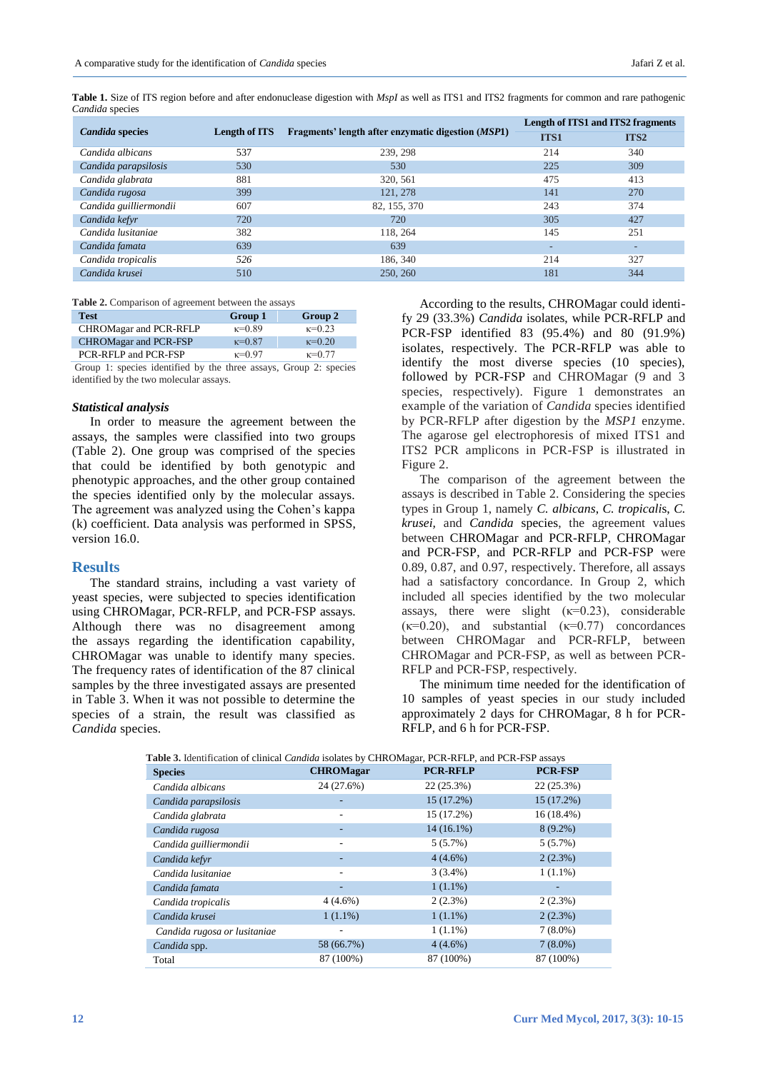**Table 1.** Size of ITS region before and after endonuclease digestion with *MspI* as well as ITS1 and ITS2 fragments for common and rare pathogenic *Candida* species

| *Candida* species | Length of ITS | Fragments' length after enzymatic digestion (*MSP1*) | Length of ITS1 and ITS2 fragments | |
|---|---|---|---|---|
| | | | ITS1 | ITS2 |
| *Candida albicans* | 537 | 239, 298 | 214 | 340 |
| *Candida parapsilosis* | 530 | 530 | 225 | 309 |
| *Candida glabrata* | 881 | 320, 561 | 475 | 413 |
| *Candida rugosa* | 399 | 121, 278 | 141 | 270 |
| *Candida guilliermondii* | 607 | 82, 155, 370 | 243 | 374 |
| *Candida kefyr* | 720 | 720 | 305 | 427 |
| *Candida lusitaniae* | 382 | 118, 264 | 145 | 251 |
| *Candida famata* | 639 | 639 | - | - |
| *Candida tropicalis* | 526 | 186, 340 | 214 | 327 |
| *Candida krusei* | 510 | 250, 260 | 181 | 344 |

**Table 2.** Comparison of agreement between the assays

| Test | Group 1 | Group 2 |
|---|---|---|
| CHROMagar and PCR-RFLP | κ=0.89 | κ=0.23 |
| CHROMagar and PCR-FSP | κ=0.87 | κ=0.20 |
| PCR-RFLP and PCR-FSP | κ=0.97 | κ=0.77 |

Group 1: species identified by the three assays, Group 2: species identified by the two molecular assays.

### *Statistical analysis*

In order to measure the agreement between the assays, the samples were classified into two groups (Table 2). One group was comprised of the species that could be identified by both genotypic and phenotypic approaches, and the other group contained the species identified only by the molecular assays. The agreement was analyzed using the Cohen's kappa (k) coefficient. Data analysis was performed in SPSS, version 16.0.

## Results

The standard strains, including a vast variety of yeast species, were subjected to species identification using CHROMagar, PCR-RFLP, and PCR-FSP assays. Although there was no disagreement among the assays regarding the identification capability, CHROMagar was unable to identify many species. The frequency rates of identification of the 87 clinical samples by the three investigated assays are presented in Table 3. When it was not possible to determine the species of a strain, the result was classified as *Candida* species.

According to the results, CHROMagar could identify 29 (33.3%) *Candida* isolates, while PCR-RFLP and PCR-FSP identified 83 (95.4%) and 80 (91.9%) isolates, respectively. The PCR-RFLP was able to identify the most diverse species (10 species), followed by PCR-FSP and CHROMagar (9 and 3 species, respectively). Figure 1 demonstrates an example of the variation of *Candida* species identified by PCR-RFLP after digestion by the *MSP1* enzyme. The agarose gel electrophoresis of mixed ITS1 and ITS2 PCR amplicons in PCR-FSP is illustrated in Figure 2.

The comparison of the agreement between the assays is described in Table 2. Considering the species types in Group 1, namely *C. albicans*, *C. tropicalis*, *C. krusei*, and *Candida* species, the agreement values between CHROMagar and PCR-RFLP, CHROMagar and PCR-FSP, and PCR-RFLP and PCR-FSP were 0.89, 0.87, and 0.97, respectively. Therefore, all assays had a satisfactory concordance. In Group 2, which included all species identified by the two molecular assays, there were slight (κ=0.23), considerable (κ=0.20), and substantial (κ=0.77) concordances between CHROMagar and PCR-RFLP, between CHROMagar and PCR-FSP, as well as between PCR-RFLP and PCR-FSP, respectively.

The minimum time needed for the identification of 10 samples of yeast species in our study included approximately 2 days for CHROMagar, 8 h for PCR-RFLP, and 6 h for PCR-FSP.

**Table 3.** Identification of clinical *Candida* isolates by CHROMagar, PCR-RFLP, and PCR-FSP assays

| Species | CHROMagar | PCR-RFLP | PCR-FSP |
|---|---|---|---|
| *Candida albicans* | 24 (27.6%) | 22 (25.3%) | 22 (25.3%) |
| *Candida parapsilosis* | - | 15 (17.2%) | 15 (17.2%) |
| *Candida glabrata* | - | 15 (17.2%) | 16 (18.4%) |
| *Candida rugosa* | - | 14 (16.1%) | 8 (9.2%) |
| *Candida guilliermondii* | - | 5 (5.7%) | 5 (5.7%) |
| *Candida kefyr* | - | 4 (4.6%) | 2 (2.3%) |
| *Candida lusitaniae* | - | 3 (3.4%) | 1 (1.1%) |
| *Candida famata* | - | 1 (1.1%) | - |
| *Candida tropicalis* | 4 (4.6%) | 2 (2.3%) | 2 (2.3%) |
| *Candida krusei* | 1 (1.1%) | 1 (1.1%) | 2 (2.3%) |
| *Candida rugosa or lusitaniae* | - | 1 (1.1%) | 7 (8.0%) |
| *Candida* spp. | 58 (66.7%) | 4 (4.6%) | 7 (8.0%) |
| Total | 87 (100%) | 87 (100%) | 87 (100%) |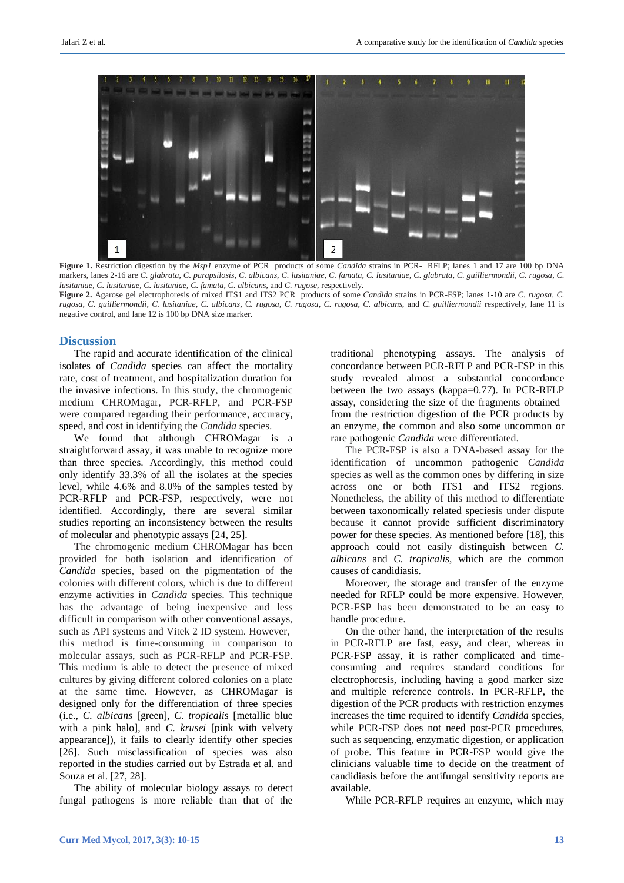**Figure 1.** Restriction digestion by the *Msp1* enzyme of PCR products of some *Candida* strains in PCR- RFLP; lanes 1 and 17 are 100 bp DNA markers, lanes 2-16 are *C. glabrata*, *C. parapsilosis*, *C. albicans*, *C. lusitaniae*, *C. famata*, *C. lusitaniae*, *C. glabrata*, *C. guilliermondii*, *C. rugosa*, *C. lusitaniae*, *C. lusitaniae*, *C. lusitaniae*, *C. famata*, *C. albicans*, and *C. rugose*, respectively.

**Figure 2.** Agarose gel electrophoresis of mixed ITS1 and ITS2 PCR products of some *Candida* strains in PCR-FSP; lanes 1-10 are *C. rugosa*, *C. rugosa*, *C. guilliermondii*, *C. lusitaniae*, *C. albicans*, C. *rugosa*, *C. rugosa*, *C. rugosa*, *C. albicans*, and *C. guilliermondii* respectively, lane 11 is negative control, and lane 12 is 100 bp DNA size marker.

## Discussion

The rapid and accurate identification of the clinical isolates of *Candida* species can affect the mortality rate, cost of treatment, and hospitalization duration for the invasive infections. In this study, the chromogenic medium CHROMagar, PCR-RFLP, and PCR-FSP were compared regarding their performance, accuracy, speed, and cost in identifying the *Candida* species.

We found that although CHROMagar is a straightforward assay, it was unable to recognize more than three species. Accordingly, this method could only identify 33.3% of all the isolates at the species level, while 4.6% and 8.0% of the samples tested by PCR-RFLP and PCR-FSP, respectively, were not identified. Accordingly, there are several similar studies reporting an inconsistency between the results of molecular and phenotypic assays [24, 25].

The chromogenic medium CHROMagar has been provided for both isolation and identification of *Candida* species, based on the pigmentation of the colonies with different colors, which is due to different enzyme activities in *Candida* species. This technique has the advantage of being inexpensive and less difficult in comparison with other conventional assays, such as API systems and Vitek 2 ID system. However, this method is time-consuming in comparison to molecular assays, such as PCR-RFLP and PCR-FSP. This medium is able to detect the presence of mixed cultures by giving different colored colonies on a plate at the same time. However, as CHROMagar is designed only for the differentiation of three species (i.e., *C. albicans* [green], *C. tropicalis* [metallic blue with a pink halo], and *C. krusei* [pink with velvety appearance]), it fails to clearly identify other species [26]. Such misclassification of species was also reported in the studies carried out by Estrada et al. and Souza et al. [27, 28].

The ability of molecular biology assays to detect fungal pathogens is more reliable than that of the traditional phenotyping assays. The analysis of concordance between PCR-RFLP and PCR-FSP in this study revealed almost a substantial concordance between the two assays (kappa=0.77). In PCR-RFLP assay, considering the size of the fragments obtained from the restriction digestion of the PCR products by an enzyme, the common and also some uncommon or rare pathogenic *Candida* were differentiated.

The PCR-FSP is also a DNA-based assay for the identification of uncommon pathogenic *Candida* species as well as the common ones by differing in size across one or both ITS1 and ITS2 regions. Nonetheless, the ability of this method to differentiate between taxonomically related speciesis under dispute because it cannot provide sufficient discriminatory power for these species. As mentioned before [18], this approach could not easily distinguish between *C. albicans* and *C. tropicalis*, which are the common causes of candidiasis.

Moreover, the storage and transfer of the enzyme needed for RFLP could be more expensive. However, PCR-FSP has been demonstrated to be an easy to handle procedure.

On the other hand, the interpretation of the results in PCR-RFLP are fast, easy, and clear, whereas in PCR-FSP assay, it is rather complicated and time-consuming and requires standard conditions for electrophoresis, including having a good marker size and multiple reference controls. In PCR-RFLP, the digestion of the PCR products with restriction enzymes increases the time required to identify *Candida* species, while PCR-FSP does not need post-PCR procedures, such as sequencing, enzymatic digestion, or application of probe. This feature in PCR-FSP would give the clinicians valuable time to decide on the treatment of candidiasis before the antifungal sensitivity reports are available.

While PCR-RFLP requires an enzyme, which may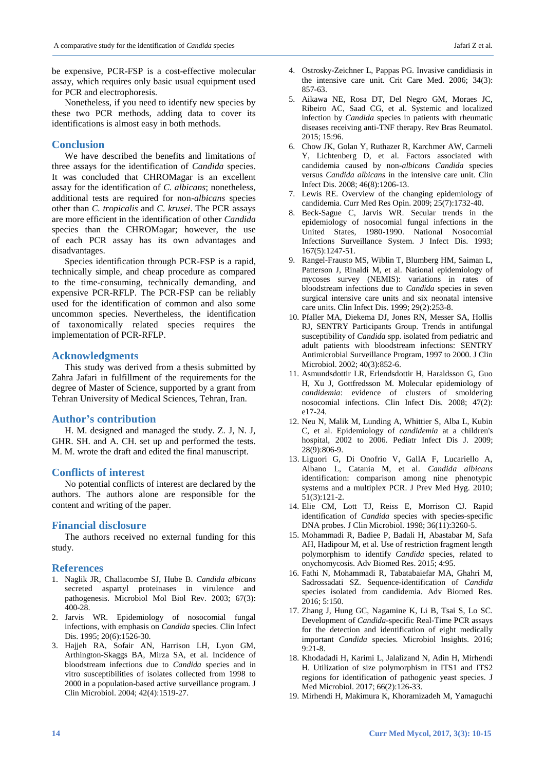be expensive, PCR-FSP is a cost-effective molecular assay, which requires only basic usual equipment used for PCR and electrophoresis.

Nonetheless, if you need to identify new species by these two PCR methods, adding data to cover its identifications is almost easy in both methods.

## Conclusion

We have described the benefits and limitations of three assays for the identification of *Candida* species. It was concluded that CHROMagar is an excellent assay for the identification of *C. albicans*; nonetheless, additional tests are required for non-*albicans* species other than *C. tropicalis* and *C. krusei*. The PCR assays are more efficient in the identification of other *Candida* species than the CHROMagar; however, the use of each PCR assay has its own advantages and disadvantages.

Species identification through PCR-FSP is a rapid, technically simple, and cheap procedure as compared to the time-consuming, technically demanding, and expensive PCR-RFLP. The PCR-FSP can be reliably used for the identification of common and also some uncommon species. Nevertheless, the identification of taxonomically related species requires the implementation of PCR-RFLP.

## Acknowledgments

This study was derived from a thesis submitted by Zahra Jafari in fulfillment of the requirements for the degree of Master of Science, supported by a grant from Tehran University of Medical Sciences, Tehran, Iran.

## Author's contribution

H. M. designed and managed the study. Z. J, N. J, GHR. SH. and A. CH. set up and performed the tests. M. M. wrote the draft and edited the final manuscript.

## Conflicts of interest

No potential conflicts of interest are declared by the authors. The authors alone are responsible for the content and writing of the paper.

## Financial disclosure

The authors received no external funding for this study.

## References

1. Naglik JR, Challacombe SJ, Hube B. *Candida albicans* secreted aspartyl proteinases in virulence and pathogenesis. Microbiol Mol Biol Rev. 2003; 67(3): 400-28.
2. Jarvis WR. Epidemiology of nosocomial fungal infections, with emphasis on *Candida* species. Clin Infect Dis. 1995; 20(6):1526-30.
3. Hajjeh RA, Sofair AN, Harrison LH, Lyon GM, Arthington-Skaggs BA, Mirza SA, et al. Incidence of bloodstream infections due to *Candida* species and in vitro susceptibilities of isolates collected from 1998 to 2000 in a population-based active surveillance program. J Clin Microbiol. 2004; 42(4):1519-27.
4. Ostrosky-Zeichner L, Pappas PG. Invasive candidiasis in the intensive care unit. Crit Care Med. 2006; 34(3): 857-63.
5. Aikawa NE, Rosa DT, Del Negro GM, Moraes JC, Ribeiro AC, Saad CG, et al. Systemic and localized infection by *Candida* species in patients with rheumatic diseases receiving anti-TNF therapy. Rev Bras Reumatol. 2015; 15:96.
6. Chow JK, Golan Y, Ruthazer R, Karchmer AW, Carmeli Y, Lichtenberg D, et al. Factors associated with candidemia caused by non-*albicans Candida* species versus *Candida albicans* in the intensive care unit. Clin Infect Dis. 2008; 46(8):1206-13.
7. Lewis RE. Overview of the changing epidemiology of candidemia. Curr Med Res Opin. 2009; 25(7):1732-40.
8. Beck-Sague C, Jarvis WR. Secular trends in the epidemiology of nosocomial fungal infections in the United States, 1980-1990. National Nosocomial Infections Surveillance System. J Infect Dis. 1993; 167(5):1247-51.
9. Rangel-Frausto MS, Wiblin T, Blumberg HM, Saiman L, Patterson J, Rinaldi M, et al. National epidemiology of mycoses survey (NEMIS): variations in rates of bloodstream infections due to *Candida* species in seven surgical intensive care units and six neonatal intensive care units. Clin Infect Dis. 1999; 29(2):253-8.
10. Pfaller MA, Diekema DJ, Jones RN, Messer SA, Hollis RJ, SENTRY Participants Group. Trends in antifungal susceptibility of *Candida* spp. isolated from pediatric and adult patients with bloodstream infections: SENTRY Antimicrobial Surveillance Program, 1997 to 2000. J Clin Microbiol. 2002; 40(3):852-6.
11. Asmundsdottir LR, Erlendsdottir H, Haraldsson G, Guo H, Xu J, Gottfredsson M. Molecular epidemiology of *candidemia*: evidence of clusters of smoldering nosocomial infections. Clin Infect Dis. 2008; 47(2): e17-24.
12. Neu N, Malik M, Lunding A, Whittier S, Alba L, Kubin C, et al. Epidemiology of *candidemia* at a children's hospital, 2002 to 2006. Pediatr Infect Dis J. 2009; 28(9):806-9.
13. Liguori G, Di Onofrio V, GallA F, Lucariello A, Albano L, Catania M, et al. *Candida albicans* identification: comparison among nine phenotypic systems and a multiplex PCR. J Prev Med Hyg. 2010; 51(3):121-2.
14. Elie CM, Lott TJ, Reiss E, Morrison CJ. Rapid identification of *Candida* species with species-specific DNA probes. J Clin Microbiol. 1998; 36(11):3260-5.
15. Mohammadi R, Badiee P, Badali H, Abastabar M, Safa AH, Hadipour M, et al. Use of restriction fragment length polymorphism to identify *Candida* species, related to onychomycosis. Adv Biomed Res. 2015; 4:95.
16. Fathi N, Mohammadi R, Tabatabaiefar MA, Ghahri M, Sadrossadati SZ. Sequence-identification of *Candida* species isolated from candidemia. Adv Biomed Res. 2016; 5:150.
17. Zhang J, Hung GC, Nagamine K, Li B, Tsai S, Lo SC. Development of *Candida*-specific Real-Time PCR assays for the detection and identification of eight medically important *Candida* species. Microbiol Insights. 2016; 9:21-8.
18. Khodadadi H, Karimi L, Jalalizand N, Adin H, Mirhendi H. Utilization of size polymorphism in ITS1 and ITS2 regions for identification of pathogenic yeast species. J Med Microbiol. 2017; 66(2):126-33.
19. Mirhendi H, Makimura K, Khoramizadeh M, Yamaguchi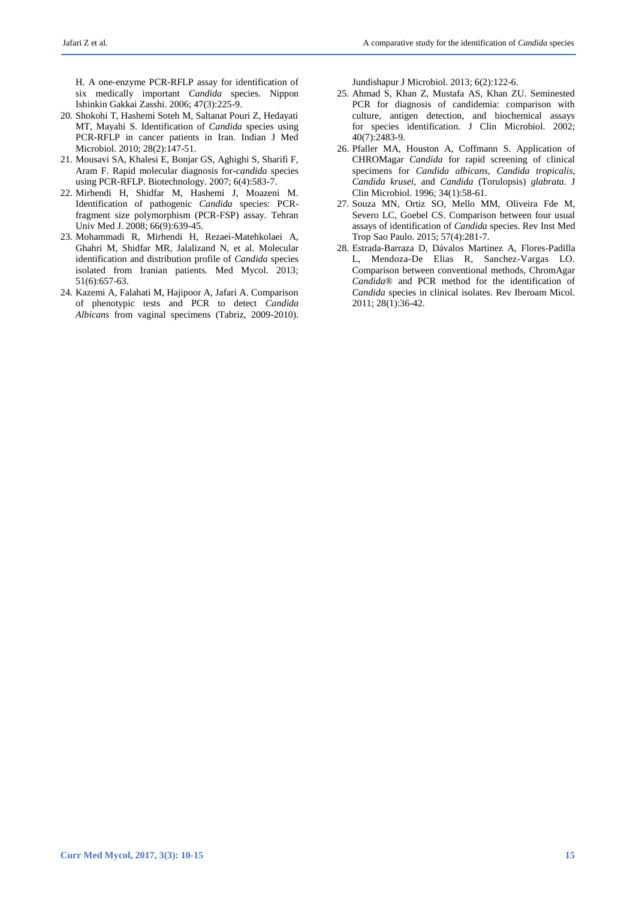H. A one-enzyme PCR-RFLP assay for identification of six medically important *Candida* species. Nippon Ishinkin Gakkai Zasshi. 2006; 47(3):225-9.

20. Shokohi T, Hashemi Soteh M, Saltanat Pouri Z, Hedayati MT, Mayahi S. Identification of *Candida* species using PCR-RFLP in cancer patients in Iran. Indian J Med Microbiol. 2010; 28(2):147-51.
21. Mousavi SA, Khalesi E, Bonjar GS, Aghighi S, Sharifi F, Aram F. Rapid molecular diagnosis for-*candida* species using PCR-RFLP. Biotechnology. 2007; 6(4):583-7.
22. Mirhendi H, Shidfar M, Hashemi J, Moazeni M. Identification of pathogenic *Candida* species: PCR-fragment size polymorphism (PCR-FSP) assay. Tehran Univ Med J. 2008; 66(9):639-45.
23. Mohammadi R, Mirhendi H, Rezaei-Matehkolaei A, Ghahri M, Shidfar MR, Jalalizand N, et al. Molecular identification and distribution profile of *Candida* species isolated from Iranian patients. Med Mycol. 2013; 51(6):657-63.
24. Kazemi A, Falahati M, Hajipoor A, Jafari A. Comparison of phenotypic tests and PCR to detect *Candida Albicans* from vaginal specimens (Tabriz, 2009-2010). Jundishapur J Microbiol. 2013; 6(2):122-6.
25. Ahmad S, Khan Z, Mustafa AS, Khan ZU. Seminested PCR for diagnosis of candidemia: comparison with culture, antigen detection, and biochemical assays for species identification. J Clin Microbiol. 2002; 40(7):2483-9.
26. Pfaller MA, Houston A, Coffmann S. Application of CHROMagar *Candida* for rapid screening of clinical specimens for *Candida albicans*, *Candida tropicalis*, *Candida krusei*, and *Candida* (Torulopsis) *glabrata*. J Clin Microbiol. 1996; 34(1):58-61.
27. Souza MN, Ortiz SO, Mello MM, Oliveira Fde M, Severo LC, Goebel CS. Comparison between four usual assays of identification of *Candida* species. Rev Inst Med Trop Sao Paulo. 2015; 57(4):281-7.
28. Estrada-Barraza D, Dávalos Martinez A, Flores-Padilla L, Mendoza-De Elias R, Sanchez-Vargas LO. Comparison between conventional methods, ChromAgar *Candida*® and PCR method for the identification of *Candida* species in clinical isolates. Rev Iberoam Micol. 2011; 28(1):36-42.